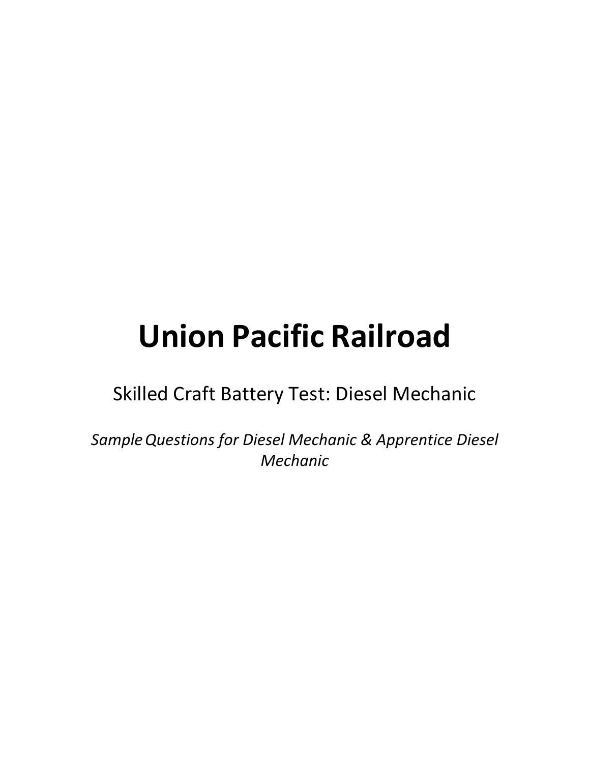# Union Pacific Railroad

Skilled Craft Battery Test: Diesel Mechanic

*Sample Questions for Diesel Mechanic & Apprentice Diesel Mechanic*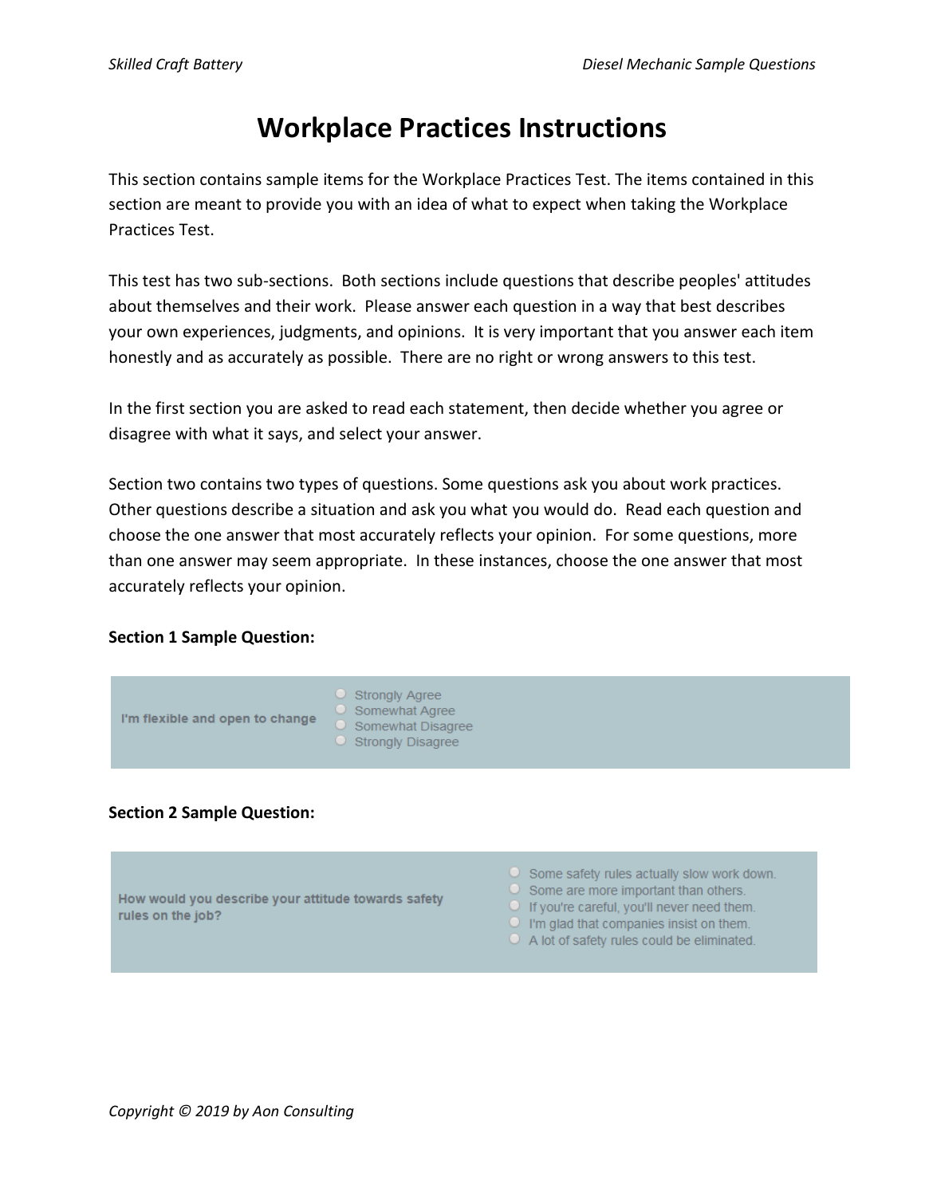# Workplace Practices Instructions

This section contains sample items for the Workplace Practices Test. The items contained in this section are meant to provide you with an idea of what to expect when taking the Workplace Practices Test.

This test has two sub-sections. Both sections include questions that describe peoples' attitudes about themselves and their work. Please answer each question in a way that best describes your own experiences, judgments, and opinions. It is very important that you answer each item honestly and as accurately as possible. There are no right or wrong answers to this test.

In the first section you are asked to read each statement, then decide whether you agree or disagree with what it says, and select your answer.

Section two contains two types of questions. Some questions ask you about work practices. Other questions describe a situation and ask you what you would do. Read each question and choose the one answer that most accurately reflects your opinion. For some questions, more than one answer may seem appropriate. In these instances, choose the one answer that most accurately reflects your opinion.

**Section 1 Sample Question:**

**I'm flexible and open to change**

- Strongly Agree
- Somewhat Agree
- Somewhat Disagree
- Strongly Disagree

**Section 2 Sample Question:**

**How would you describe your attitude towards safety rules on the job?**

- Some safety rules actually slow work down.
- Some are more important than others.
- If you're careful, you'll never need them.
- I'm glad that companies insist on them.
- A lot of safety rules could be eliminated.

*Copyright © 2019 by Aon Consulting*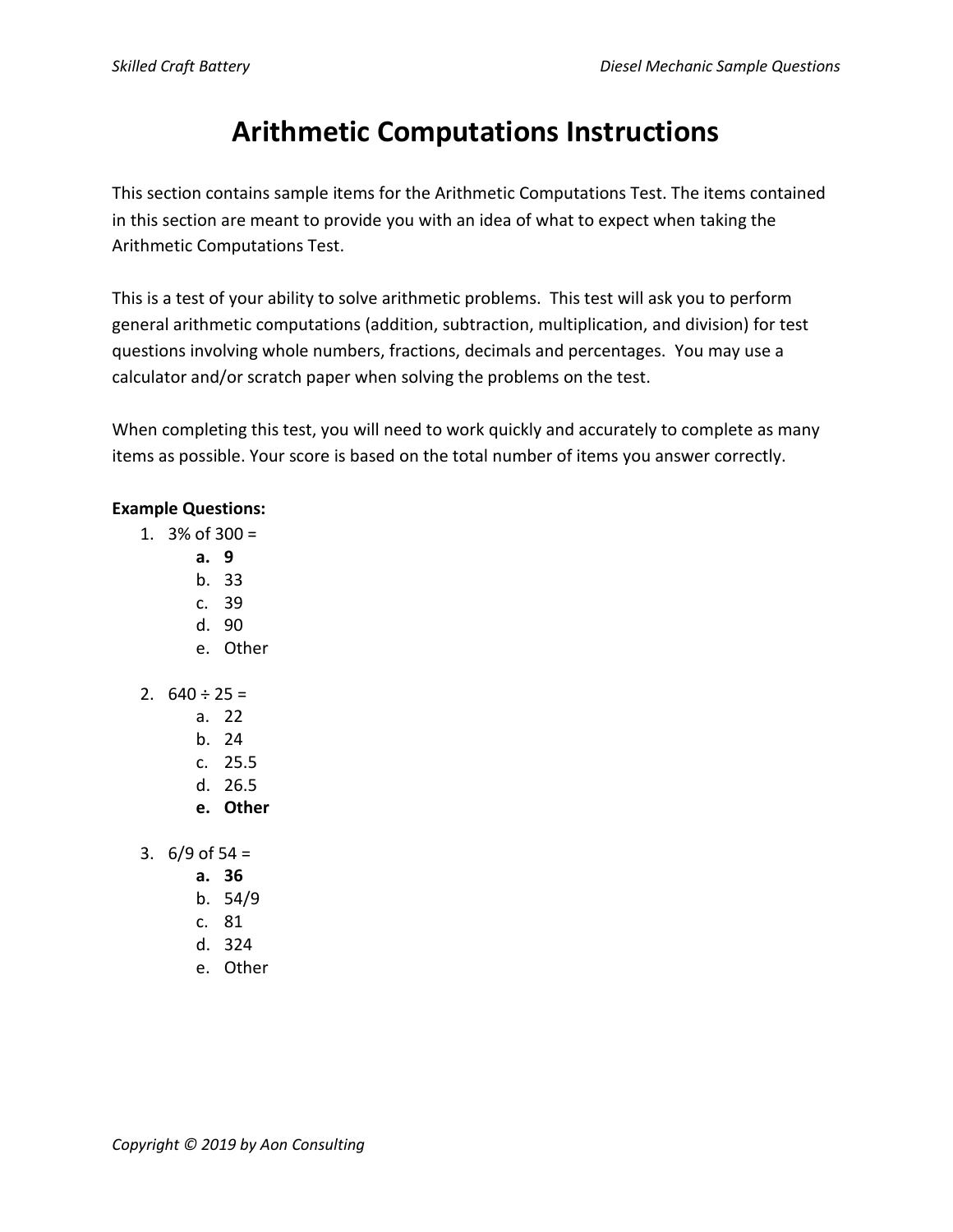# Arithmetic Computations Instructions

This section contains sample items for the Arithmetic Computations Test. The items contained in this section are meant to provide you with an idea of what to expect when taking the Arithmetic Computations Test.

This is a test of your ability to solve arithmetic problems. This test will ask you to perform general arithmetic computations (addition, subtraction, multiplication, and division) for test questions involving whole numbers, fractions, decimals and percentages. You may use a calculator and/or scratch paper when solving the problems on the test.

When completing this test, you will need to work quickly and accurately to complete as many items as possible. Your score is based on the total number of items you answer correctly.

**Example Questions:**

1. 3% of 300 =
   a. **9**
   b. 33
   c. 39
   d. 90
   e. Other

2. 640 ÷ 25 =
   a. 22
   b. 24
   c. 25.5
   d. 26.5
   e. **Other**

3. 6/9 of 54 =
   a. **36**
   b. 54/9
   c. 81
   d. 324
   e. Other

*Copyright © 2019 by Aon Consulting*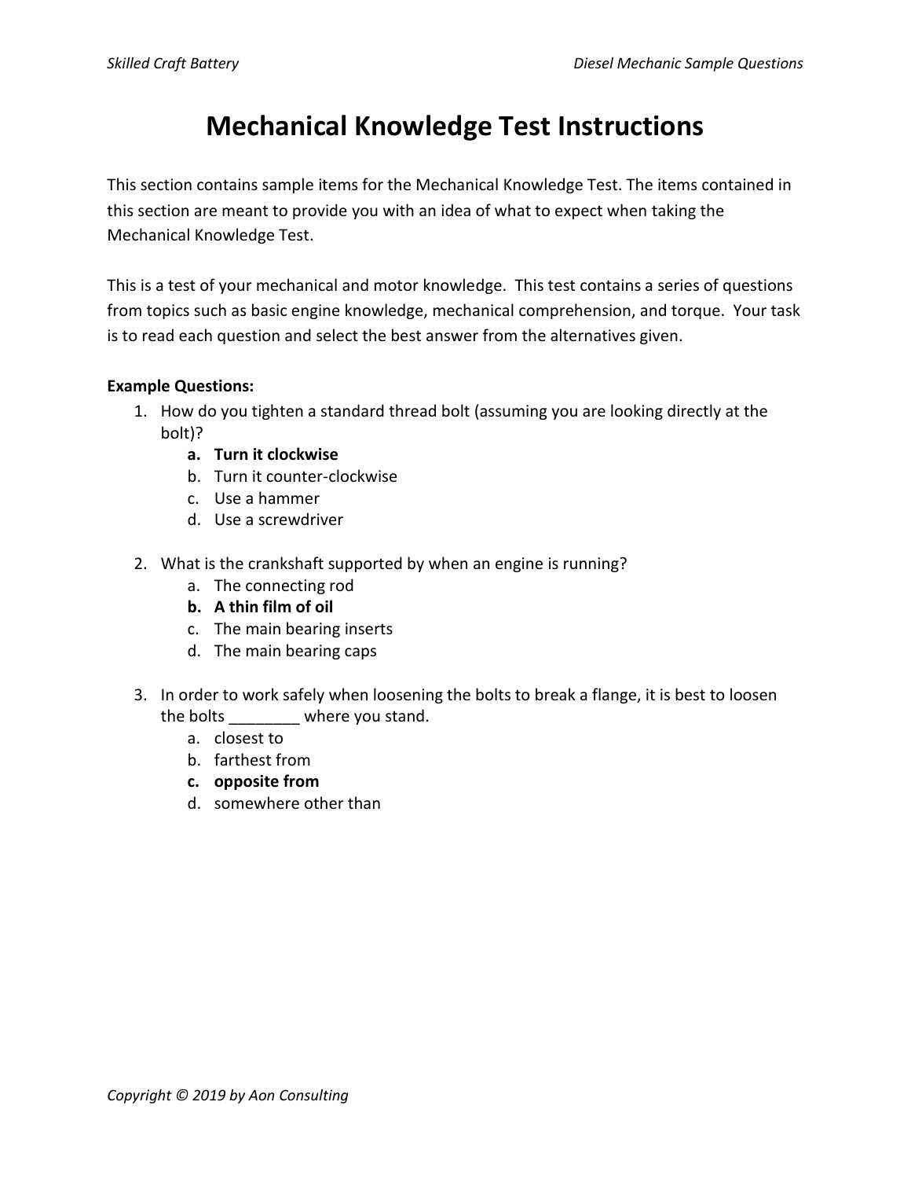# Mechanical Knowledge Test Instructions

This section contains sample items for the Mechanical Knowledge Test. The items contained in this section are meant to provide you with an idea of what to expect when taking the Mechanical Knowledge Test.

This is a test of your mechanical and motor knowledge. This test contains a series of questions from topics such as basic engine knowledge, mechanical comprehension, and torque. Your task is to read each question and select the best answer from the alternatives given.

**Example Questions:**

1. How do you tighten a standard thread bolt (assuming you are looking directly at the bolt)?
   a. **Turn it clockwise**
   b. Turn it counter-clockwise
   c. Use a hammer
   d. Use a screwdriver

2. What is the crankshaft supported by when an engine is running?
   a. The connecting rod
   b. **A thin film of oil**
   c. The main bearing inserts
   d. The main bearing caps

3. In order to work safely when loosening the bolts to break a flange, it is best to loosen the bolts ________ where you stand.
   a. closest to
   b. farthest from
   c. **opposite from**
   d. somewhere other than

*Copyright © 2019 by Aon Consulting*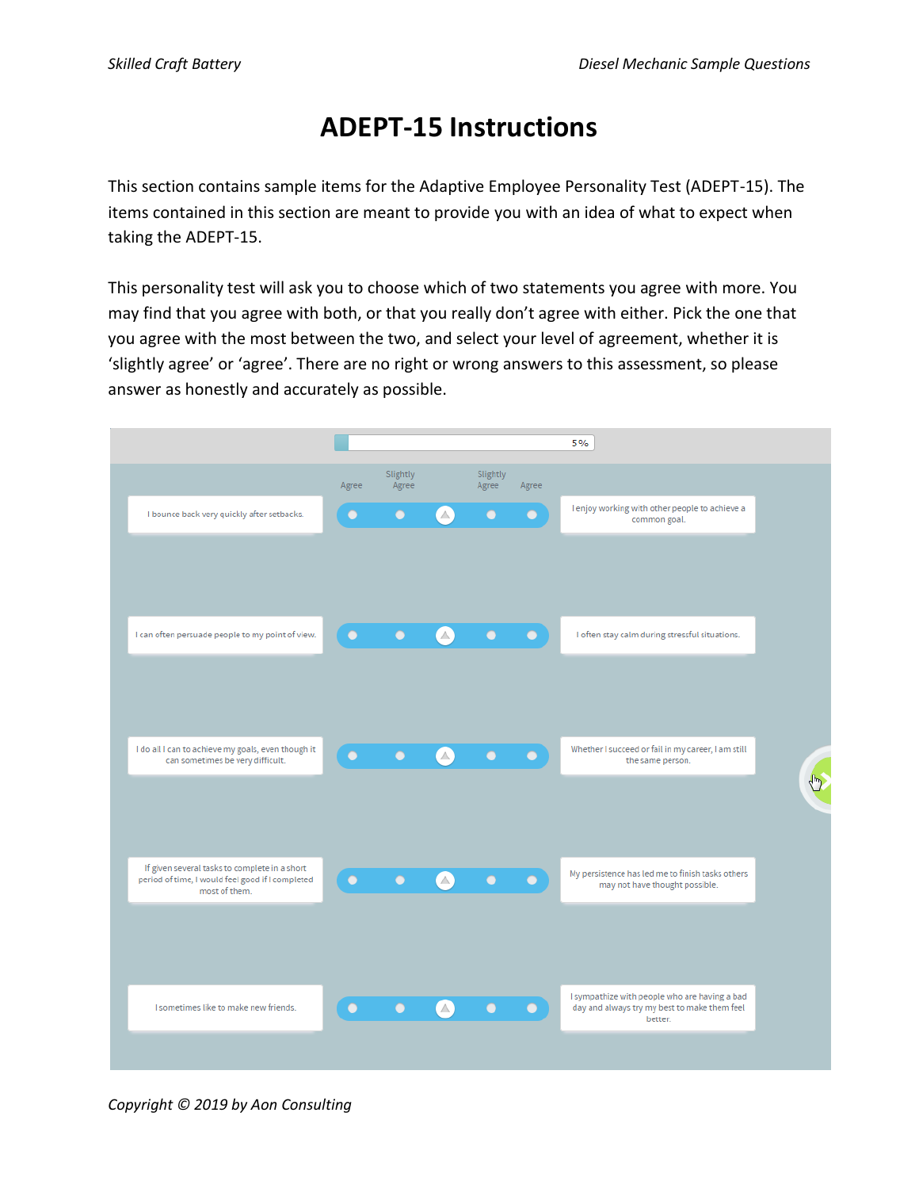# ADEPT-15 Instructions

This section contains sample items for the Adaptive Employee Personality Test (ADEPT-15). The items contained in this section are meant to provide you with an idea of what to expect when taking the ADEPT-15.

This personality test will ask you to choose which of two statements you agree with more. You may find that you agree with both, or that you really don't agree with either. Pick the one that you agree with the most between the two, and select your level of agreement, whether it is 'slightly agree' or 'agree'. There are no right or wrong answers to this assessment, so please answer as honestly and accurately as possible.

5%

| | Agree | Slightly Agree | | Slightly Agree | Agree | |
|---|---|---|---|---|---|---|
| I bounce back very quickly after setbacks. | | | | | | I enjoy working with other people to achieve a common goal. |
| I can often persuade people to my point of view. | | | | | | I often stay calm during stressful situations. |
| I do all I can to achieve my goals, even though it can sometimes be very difficult. | | | | | | Whether I succeed or fail in my career, I am still the same person. |
| If given several tasks to complete in a short period of time, I would feel good if I completed most of them. | | | | | | My persistence has led me to finish tasks others may not have thought possible. |
| I sometimes like to make new friends. | | | | | | I sympathize with people who are having a bad day and always try my best to make them feel better. |

*Copyright © 2019 by Aon Consulting*